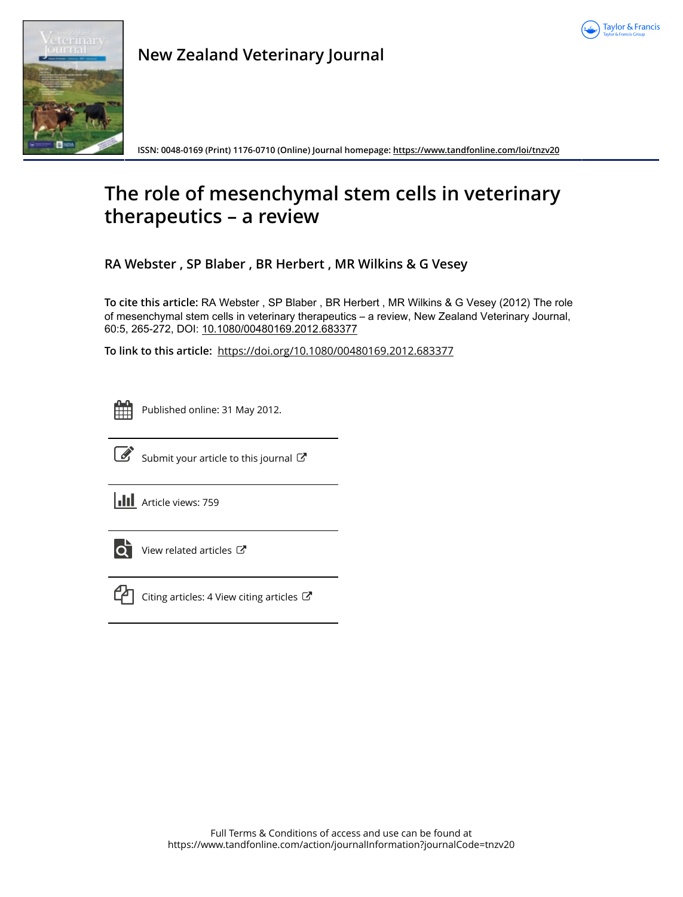New Zealand Veterinary Journal

ISSN: 0048-0169 (Print) 1176-0710 (Online) Journal homepage: https://www.tandfonline.com/loi/tnzv20

# The role of mesenchymal stem cells in veterinary therapeutics – a review

**RA Webster , SP Blaber , BR Herbert , MR Wilkins & G Vesey**

**To cite this article:** RA Webster , SP Blaber , BR Herbert , MR Wilkins & G Vesey (2012) The role of mesenchymal stem cells in veterinary therapeutics – a review, New Zealand Veterinary Journal, 60:5, 265-272, DOI: 10.1080/00480169.2012.683377

**To link to this article:** https://doi.org/10.1080/00480169.2012.683377

Published online: 31 May 2012.

Submit your article to this journal

Article views: 759

View related articles

Citing articles: 4 View citing articles

Full Terms & Conditions of access and use can be found at
https://www.tandfonline.com/action/journalInformation?journalCode=tnzv20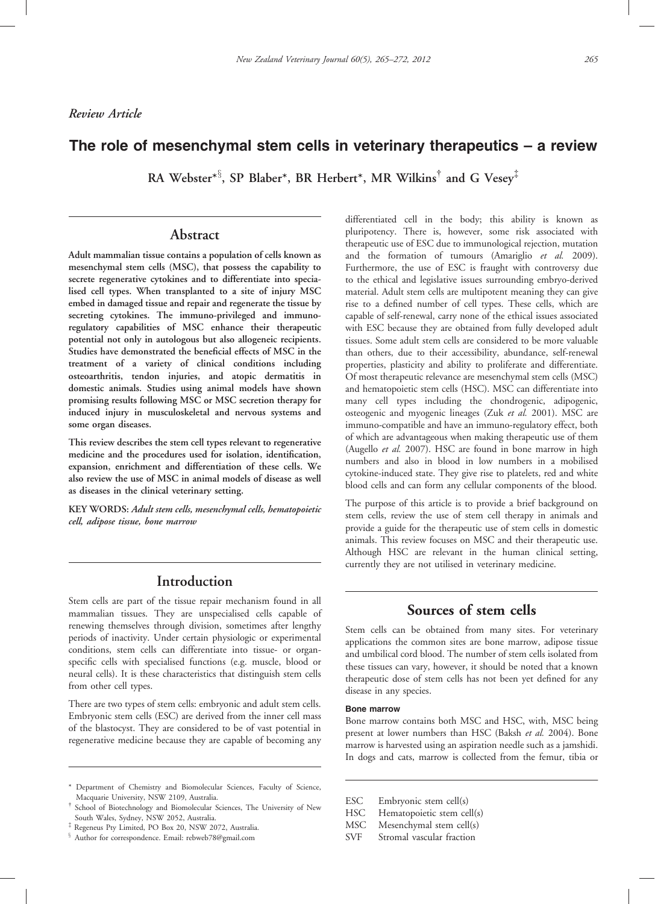*Review Article*

# The role of mesenchymal stem cells in veterinary therapeutics – a review

RA Webster*[§], SP Blaber*, BR Herbert*, MR Wilkins[†] and G Vesey[‡]

## Abstract

**Adult mammalian tissue contains a population of cells known as mesenchymal stem cells (MSC), that possess the capability to secrete regenerative cytokines and to differentiate into specialised cell types. When transplanted to a site of injury MSC embed in damaged tissue and repair and regenerate the tissue by secreting cytokines. The immuno-privileged and immuno-regulatory capabilities of MSC enhance their therapeutic potential not only in autologous but also allogeneic recipients. Studies have demonstrated the beneficial effects of MSC in the treatment of a variety of clinical conditions including osteoarthritis, tendon injuries, and atopic dermatitis in domestic animals. Studies using animal models have shown promising results following MSC or MSC secretion therapy for induced injury in musculoskeletal and nervous systems and some organ diseases.**

**This review describes the stem cell types relevant to regenerative medicine and the procedures used for isolation, identification, expansion, enrichment and differentiation of these cells. We also review the use of MSC in animal models of disease as well as diseases in the clinical veterinary setting.**

**KEY WORDS:** ***Adult stem cells, mesenchymal cells, hematopoietic cell, adipose tissue, bone marrow***

## Introduction

Stem cells are part of the tissue repair mechanism found in all mammalian tissues. They are unspecialised cells capable of renewing themselves through division, sometimes after lengthy periods of inactivity. Under certain physiologic or experimental conditions, stem cells can differentiate into tissue- or organ-specific cells with specialised functions (e.g. muscle, blood or neural cells). It is these characteristics that distinguish stem cells from other cell types.

There are two types of stem cells: embryonic and adult stem cells. Embryonic stem cells (ESC) are derived from the inner cell mass of the blastocyst. They are considered to be of vast potential in regenerative medicine because they are capable of becoming any differentiated cell in the body; this ability is known as pluripotency. There is, however, some risk associated with therapeutic use of ESC due to immunological rejection, mutation and the formation of tumours (Amariglio *et al.* 2009). Furthermore, the use of ESC is fraught with controversy due to the ethical and legislative issues surrounding embryo-derived material. Adult stem cells are multipotent meaning they can give rise to a defined number of cell types. These cells, which are capable of self-renewal, carry none of the ethical issues associated with ESC because they are obtained from fully developed adult tissues. Some adult stem cells are considered to be more valuable than others, due to their accessibility, abundance, self-renewal properties, plasticity and ability to proliferate and differentiate. Of most therapeutic relevance are mesenchymal stem cells (MSC) and hematopoietic stem cells (HSC). MSC can differentiate into many cell types including the chondrogenic, adipogenic, osteogenic and myogenic lineages (Zuk *et al.* 2001). MSC are immuno-compatible and have an immuno-regulatory effect, both of which are advantageous when making therapeutic use of them (Augello *et al.* 2007). HSC are found in bone marrow in high numbers and also in blood in low numbers in a mobilised cytokine-induced state. They give rise to platelets, red and white blood cells and can form any cellular components of the blood.

The purpose of this article is to provide a brief background on stem cells, review the use of stem cell therapy in animals and provide a guide for the therapeutic use of stem cells in domestic animals. This review focuses on MSC and their therapeutic use. Although HSC are relevant in the human clinical setting, currently they are not utilised in veterinary medicine.

## Sources of stem cells

Stem cells can be obtained from many sites. For veterinary applications the common sites are bone marrow, adipose tissue and umbilical cord blood. The number of stem cells isolated from these tissues can vary, however, it should be noted that a known therapeutic dose of stem cells has not been yet defined for any disease in any species.

### Bone marrow

Bone marrow contains both MSC and HSC, with, MSC being present at lower numbers than HSC (Baksh *et al.* 2004). Bone marrow is harvested using an aspiration needle such as a jamshidi. In dogs and cats, marrow is collected from the femur, tibia or

| | |
|---|---|
| ESC | Embryonic stem cell(s) |
| HSC | Hematopoietic stem cell(s) |
| MSC | Mesenchymal stem cell(s) |
| SVF | Stromal vascular fraction |

\* Department of Chemistry and Biomolecular Sciences, Faculty of Science, Macquarie University, NSW 2109, Australia.
[†] School of Biotechnology and Biomolecular Sciences, The University of New South Wales, Sydney, NSW 2052, Australia.
[‡] Regeneus Pty Limited, PO Box 20, NSW 2072, Australia.
[§] Author for correspondence. Email: rebweb78@gmail.com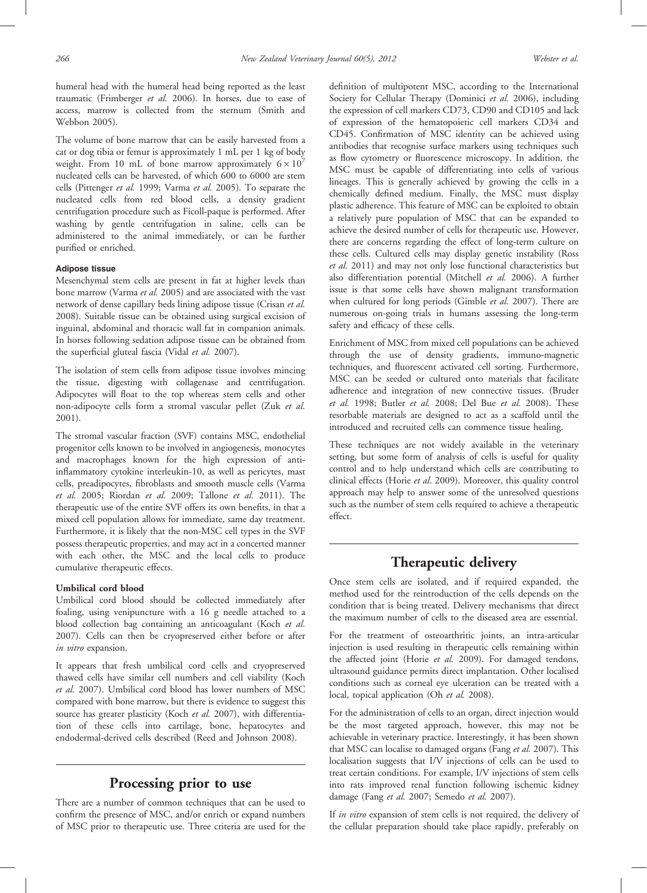humeral head with the humeral head being reported as the least traumatic (Frimberger *et al.* 2006). In horses, due to ease of access, marrow is collected from the sternum (Smith and Webbon 2005).

The volume of bone marrow that can be easily harvested from a cat or dog tibia or femur is approximately 1 mL per 1 kg of body weight. From 10 mL of bone marrow approximately $6 \times 10^7$ nucleated cells can be harvested, of which 600 to 6000 are stem cells (Pittenger *et al.* 1999; Varma *et al.* 2005). To separate the nucleated cells from red blood cells, a density gradient centrifugation procedure such as Ficoll-paque is performed. After washing by gentle centrifugation in saline, cells can be administered to the animal immediately, or can be further purified or enriched.

### Adipose tissue

Mesenchymal stem cells are present in fat at higher levels than bone marrow (Varma *et al.* 2005) and are associated with the vast network of dense capillary beds lining adipose tissue (Crisan *et al.* 2008). Suitable tissue can be obtained using surgical excision of inguinal, abdominal and thoracic wall fat in companion animals. In horses following sedation adipose tissue can be obtained from the superficial gluteal fascia (Vidal *et al.* 2007).

The isolation of stem cells from adipose tissue involves mincing the tissue, digesting with collagenase and centrifugation. Adipocytes will float to the top whereas stem cells and other non-adipocyte cells form a stromal vascular pellet (Zuk *et al.* 2001).

The stromal vascular fraction (SVF) contains MSC, endothelial progenitor cells known to be involved in angiogenesis, monocytes and macrophages known for the high expression of anti-inflammatory cytokine interleukin-10, as well as pericytes, mast cells, preadipocytes, fibroblasts and smooth muscle cells (Varma *et al.* 2005; Riordan *et al.* 2009; Tallone *et al.* 2011). The therapeutic use of the entire SVF offers its own benefits, in that a mixed cell population allows for immediate, same day treatment. Furthermore, it is likely that the non-MSC cell types in the SVF possess therapeutic properties, and may act in a concerted manner with each other, the MSC and the local cells to produce cumulative therapeutic effects.

### Umbilical cord blood

Umbilical cord blood should be collected immediately after foaling, using venipuncture with a 16 g needle attached to a blood collection bag containing an anticoagulant (Koch *et al.* 2007). Cells can then be cryopreserved either before or after *in vitro* expansion.

It appears that fresh umbilical cord cells and cryopreserved thawed cells have similar cell numbers and cell viability (Koch *et al.* 2007). Umbilical cord blood has lower numbers of MSC compared with bone marrow, but there is evidence to suggest this source has greater plasticity (Koch *et al.* 2007), with differentiation of these cells into cartilage, bone, hepatocytes and endodermal-derived cells described (Reed and Johnson 2008).

## Processing prior to use

There are a number of common techniques that can be used to confirm the presence of MSC, and/or enrich or expand numbers of MSC prior to therapeutic use. Three criteria are used for the definition of multipotent MSC, according to the International Society for Cellular Therapy (Dominici *et al.* 2006), including the expression of cell markers CD73, CD90 and CD105 and lack of expression of the hematopoietic cell markers CD34 and CD45. Confirmation of MSC identity can be achieved using antibodies that recognise surface markers using techniques such as flow cytometry or fluorescence microscopy. In addition, the MSC must be capable of differentiating into cells of various lineages. This is generally achieved by growing the cells in a chemically defined medium. Finally, the MSC must display plastic adherence. This feature of MSC can be exploited to obtain a relatively pure population of MSC that can be expanded to achieve the desired number of cells for therapeutic use. However, there are concerns regarding the effect of long-term culture on these cells. Cultured cells may display genetic instability (Ross *et al.* 2011) and may not only lose functional characteristics but also differentiation potential (Mitchell *et al.* 2006). A further issue is that some cells have shown malignant transformation when cultured for long periods (Gimble *et al.* 2007). There are numerous on-going trials in humans assessing the long-term safety and efficacy of these cells.

Enrichment of MSC from mixed cell populations can be achieved through the use of density gradients, immuno-magnetic techniques, and fluorescent activated cell sorting. Furthermore, MSC can be seeded or cultured onto materials that facilitate adherence and integration of new connective tissues. (Bruder *et al.* 1998; Butler *et al.* 2008; Del Bue *et al.* 2008). These resorbable materials are designed to act as a scaffold until the introduced and recruited cells can commence tissue healing.

These techniques are not widely available in the veterinary setting, but some form of analysis of cells is useful for quality control and to help understand which cells are contributing to clinical effects (Horie *et al.* 2009). Moreover, this quality control approach may help to answer some of the unresolved questions such as the number of stem cells required to achieve a therapeutic effect.

## Therapeutic delivery

Once stem cells are isolated, and if required expanded, the method used for the reintroduction of the cells depends on the condition that is being treated. Delivery mechanisms that direct the maximum number of cells to the diseased area are essential.

For the treatment of osteoarthritic joints, an intra-articular injection is used resulting in therapeutic cells remaining within the affected joint (Horie *et al.* 2009). For damaged tendons, ultrasound guidance permits direct implantation. Other localised conditions such as corneal eye ulceration can be treated with a local, topical application (Oh *et al.* 2008).

For the administration of cells to an organ, direct injection would be the most targeted approach, however, this may not be achievable in veterinary practice. Interestingly, it has been shown that MSC can localise to damaged organs (Fang *et al.* 2007). This localisation suggests that I/V injections of cells can be used to treat certain conditions. For example, I/V injections of stem cells into rats improved renal function following ischemic kidney damage (Fang *et al.* 2007; Semedo *et al.* 2007).

If *in vitro* expansion of stem cells is not required, the delivery of the cellular preparation should take place rapidly, preferably on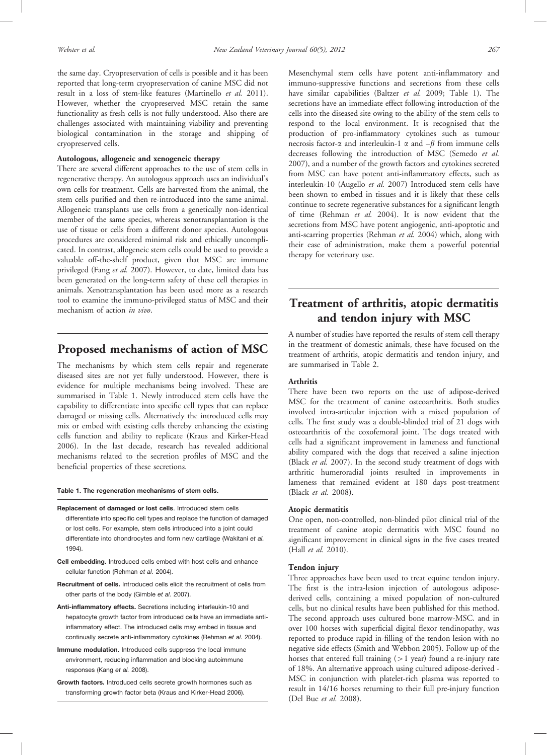the same day. Cryopreservation of cells is possible and it has been reported that long-term cryopreservation of canine MSC did not result in a loss of stem-like features (Martinello *et al.* 2011). However, whether the cryopreserved MSC retain the same functionality as fresh cells is not fully understood. Also there are challenges associated with maintaining viability and preventing biological contamination in the storage and shipping of cryopreserved cells.

### Autologous, allogeneic and xenogeneic therapy

There are several different approaches to the use of stem cells in regenerative therapy. An autologous approach uses an individual's own cells for treatment. Cells are harvested from the animal, the stem cells purified and then re-introduced into the same animal. Allogeneic transplants use cells from a genetically non-identical member of the same species, whereas xenotransplantation is the use of tissue or cells from a different donor species. Autologous procedures are considered minimal risk and ethically uncomplicated. In contrast, allogeneic stem cells could be used to provide a valuable off-the-shelf product, given that MSC are immune privileged (Fang *et al.* 2007). However, to date, limited data has been generated on the long-term safety of these cell therapies in animals. Xenotransplantation has been used more as a research tool to examine the immuno-privileged status of MSC and their mechanism of action *in vivo*.

## Proposed mechanisms of action of MSC

The mechanisms by which stem cells repair and regenerate diseased sites are not yet fully understood. However, there is evidence for multiple mechanisms being involved. These are summarised in Table 1. Newly introduced stem cells have the capability to differentiate into specific cell types that can replace damaged or missing cells. Alternatively the introduced cells may mix or embed with existing cells thereby enhancing the existing cells function and ability to replicate (Kraus and Kirker-Head 2006). In the last decade, research has revealed additional mechanisms related to the secretion profiles of MSC and the beneficial properties of these secretions.

**Table 1. The regeneration mechanisms of stem cells.**

**Replacement of damaged or lost cells**. Introduced stem cells differentiate into specific cell types and replace the function of damaged or lost cells. For example, stem cells introduced into a joint could differentiate into chondrocytes and form new cartilage (Wakitani *et al.* 1994).

**Cell embedding.** Introduced cells embed with host cells and enhance cellular function (Rehman *et al.* 2004).

**Recruitment of cells.** Introduced cells elicit the recruitment of cells from other parts of the body (Gimble *et al.* 2007).

**Anti-inflammatory effects.** Secretions including interleukin-10 and hepatocyte growth factor from introduced cells have an immediate anti-inflammatory effect. The introduced cells may embed in tissue and continually secrete anti-inflammatory cytokines (Rehman *et al.* 2004).

**Immune modulation.** Introduced cells suppress the local immune environment, reducing inflammation and blocking autoimmune responses (Kang *et al.* 2008).

**Growth factors.** Introduced cells secrete growth hormones such as transforming growth factor beta (Kraus and Kirker-Head 2006).

Mesenchymal stem cells have potent anti-inflammatory and immuno-suppressive functions and secretions from these cells have similar capabilities (Baltzer *et al.* 2009; Table 1). The secretions have an immediate effect following introduction of the cells into the diseased site owing to the ability of the stem cells to respond to the local environment. It is recognised that the production of pro-inflammatory cytokines such as tumour necrosis factor-$\alpha$ and interleukin-1 $\alpha$ and $-\beta$ from immune cells decreases following the introduction of MSC (Semedo *et al.* 2007), and a number of the growth factors and cytokines secreted from MSC can have potent anti-inflammatory effects, such as interleukin-10 (Augello *et al.* 2007) Introduced stem cells have been shown to embed in tissues and it is likely that these cells continue to secrete regenerative substances for a significant length of time (Rehman *et al.* 2004). It is now evident that the secretions from MSC have potent angiogenic, anti-apoptotic and anti-scarring properties (Rehman *et al.* 2004) which, along with their ease of administration, make them a powerful potential therapy for veterinary use.

## Treatment of arthritis, atopic dermatitis and tendon injury with MSC

A number of studies have reported the results of stem cell therapy in the treatment of domestic animals, these have focused on the treatment of arthritis, atopic dermatitis and tendon injury, and are summarised in Table 2.

### Arthritis

There have been two reports on the use of adipose-derived MSC for the treatment of canine osteoarthritis. Both studies involved intra-articular injection with a mixed population of cells. The first study was a double-blinded trial of 21 dogs with osteoarthritis of the coxofemoral joint. The dogs treated with cells had a significant improvement in lameness and functional ability compared with the dogs that received a saline injection (Black *et al.* 2007). In the second study treatment of dogs with arthritic humeroradial joints resulted in improvements in lameness that remained evident at 180 days post-treatment (Black *et al.* 2008).

### Atopic dermatitis

One open, non-controlled, non-blinded pilot clinical trial of the treatment of canine atopic dermatitis with MSC found no significant improvement in clinical signs in the five cases treated (Hall *et al.* 2010).

### Tendon injury

Three approaches have been used to treat equine tendon injury. The first is the intra-lesion injection of autologous adipose-derived cells, containing a mixed population of non-cultured cells, but no clinical results have been published for this method. The second approach uses cultured bone marrow-MSC. and in over 100 horses with superficial digital flexor tendinopathy, was reported to produce rapid in-filling of the tendon lesion with no negative side effects (Smith and Webbon 2005). Follow up of the horses that entered full training (>1 year) found a re-injury rate of 18%. An alternative approach using cultured adipose-derived -MSC in conjunction with platelet-rich plasma was reported to result in 14/16 horses returning to their full pre-injury function (Del Bue *et al.* 2008).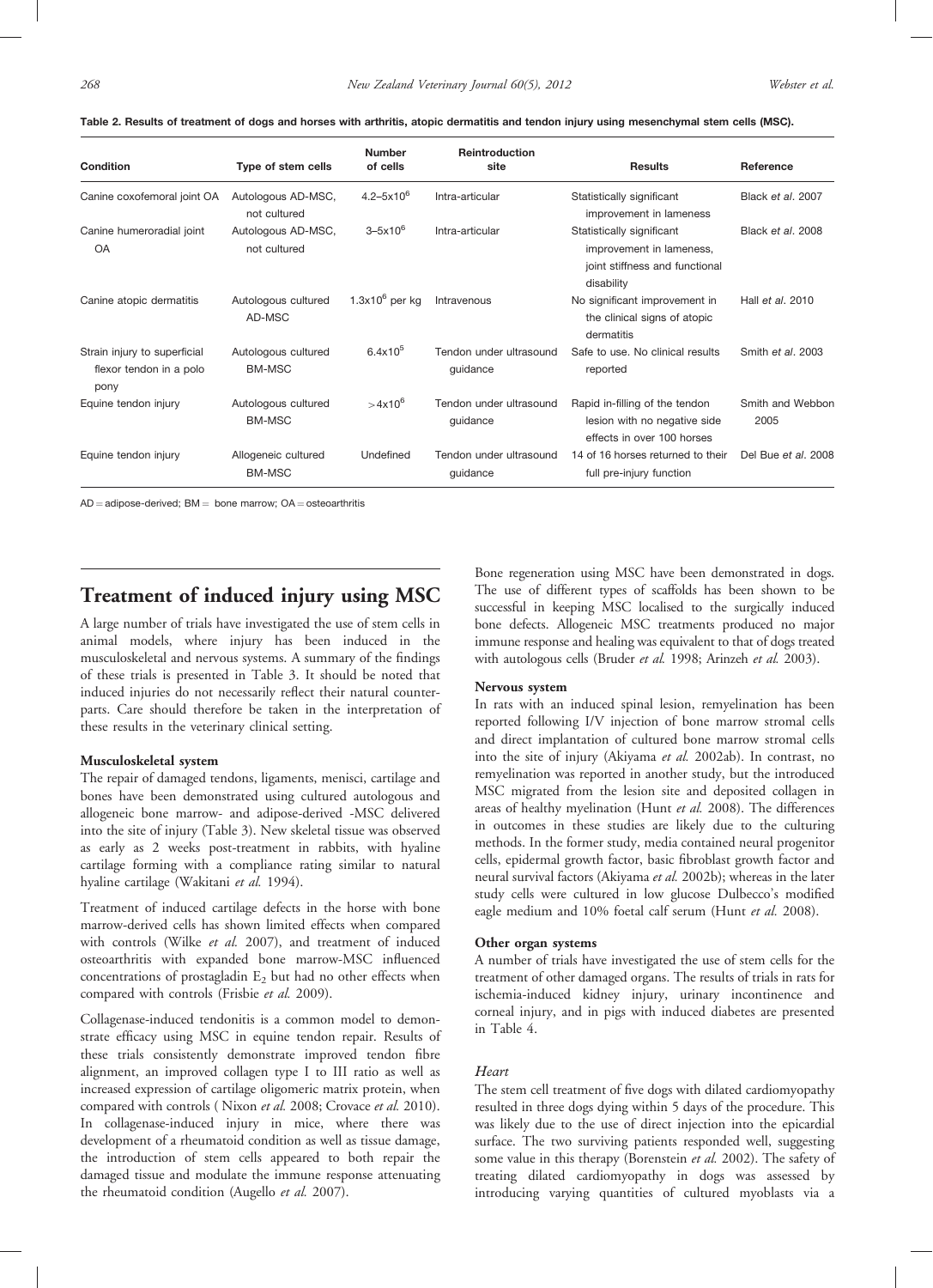**Table 2. Results of treatment of dogs and horses with arthritis, atopic dermatitis and tendon injury using mesenchymal stem cells (MSC).**

| Condition | Type of stem cells | Number of cells | Reintroduction site | Results | Reference |
|---|---|---|---|---|---|
| Canine coxofemoral joint OA | Autologous AD-MSC, not cultured | $4.2–5x10^6$ | Intra-articular | Statistically significant improvement in lameness | Black *et al.* 2007 |
| Canine humeroradial joint OA | Autologous AD-MSC, not cultured | $3–5x10^6$ | Intra-articular | Statistically significant improvement in lameness, joint stiffness and functional disability | Black *et al.* 2008 |
| Canine atopic dermatitis | Autologous cultured AD-MSC | $1.3x10^6$ per kg | Intravenous | No significant improvement in the clinical signs of atopic dermatitis | Hall *et al.* 2010 |
| Strain injury to superficial flexor tendon in a polo pony | Autologous cultured BM-MSC | $6.4x10^5$ | Tendon under ultrasound guidance | Safe to use. No clinical results reported | Smith *et al.* 2003 |
| Equine tendon injury | Autologous cultured BM-MSC | $>4x10^6$ | Tendon under ultrasound guidance | Rapid in-filling of the tendon lesion with no negative side effects in over 100 horses | Smith and Webbon 2005 |
| Equine tendon injury | Allogeneic cultured BM-MSC | Undefined | Tendon under ultrasound guidance | 14 of 16 horses returned to their full pre-injury function | Del Bue *et al.* 2008 |

AD = adipose-derived; BM = bone marrow; OA = osteoarthritis

## Treatment of induced injury using MSC

A large number of trials have investigated the use of stem cells in animal models, where injury has been induced in the musculoskeletal and nervous systems. A summary of the findings of these trials is presented in Table 3. It should be noted that induced injuries do not necessarily reflect their natural counterparts. Care should therefore be taken in the interpretation of these results in the veterinary clinical setting.

### Musculoskeletal system

The repair of damaged tendons, ligaments, menisci, cartilage and bones have been demonstrated using cultured autologous and allogeneic bone marrow- and adipose-derived -MSC delivered into the site of injury (Table 3). New skeletal tissue was observed as early as 2 weeks post-treatment in rabbits, with hyaline cartilage forming with a compliance rating similar to natural hyaline cartilage (Wakitani *et al.* 1994).

Treatment of induced cartilage defects in the horse with bone marrow-derived cells has shown limited effects when compared with controls (Wilke *et al.* 2007), and treatment of induced osteoarthritis with expanded bone marrow-MSC influenced concentrations of prostagladin $E_2$ but had no other effects when compared with controls (Frisbie *et al.* 2009).

Collagenase-induced tendonitis is a common model to demonstrate efficacy using MSC in equine tendon repair. Results of these trials consistently demonstrate improved tendon fibre alignment, an improved collagen type I to III ratio as well as increased expression of cartilage oligomeric matrix protein, when compared with controls ( Nixon *et al.* 2008; Crovace *et al.* 2010). In collagenase-induced injury in mice, where there was development of a rheumatoid condition as well as tissue damage, the introduction of stem cells appeared to both repair the damaged tissue and modulate the immune response attenuating the rheumatoid condition (Augello *et al.* 2007).

Bone regeneration using MSC have been demonstrated in dogs. The use of different types of scaffolds has been shown to be successful in keeping MSC localised to the surgically induced bone defects. Allogeneic MSC treatments produced no major immune response and healing was equivalent to that of dogs treated with autologous cells (Bruder *et al.* 1998; Arinzeh *et al.* 2003).

### Nervous system

In rats with an induced spinal lesion, remyelination has been reported following I/V injection of bone marrow stromal cells and direct implantation of cultured bone marrow stromal cells into the site of injury (Akiyama *et al.* 2002ab). In contrast, no remyelination was reported in another study, but the introduced MSC migrated from the lesion site and deposited collagen in areas of healthy myelination (Hunt *et al.* 2008). The differences in outcomes in these studies are likely due to the culturing methods. In the former study, media contained neural progenitor cells, epidermal growth factor, basic fibroblast growth factor and neural survival factors (Akiyama *et al.* 2002b); whereas in the later study cells were cultured in low glucose Dulbecco's modified eagle medium and 10% foetal calf serum (Hunt *et al.* 2008).

### Other organ systems

A number of trials have investigated the use of stem cells for the treatment of other damaged organs. The results of trials in rats for ischemia-induced kidney injury, urinary incontinence and corneal injury, and in pigs with induced diabetes are presented in Table 4.

### *Heart*

The stem cell treatment of five dogs with dilated cardiomyopathy resulted in three dogs dying within 5 days of the procedure. This was likely due to the use of direct injection into the epicardial surface. The two surviving patients responded well, suggesting some value in this therapy (Borenstein *et al.* 2002). The safety of treating dilated cardiomyopathy in dogs was assessed by introducing varying quantities of cultured myoblasts via a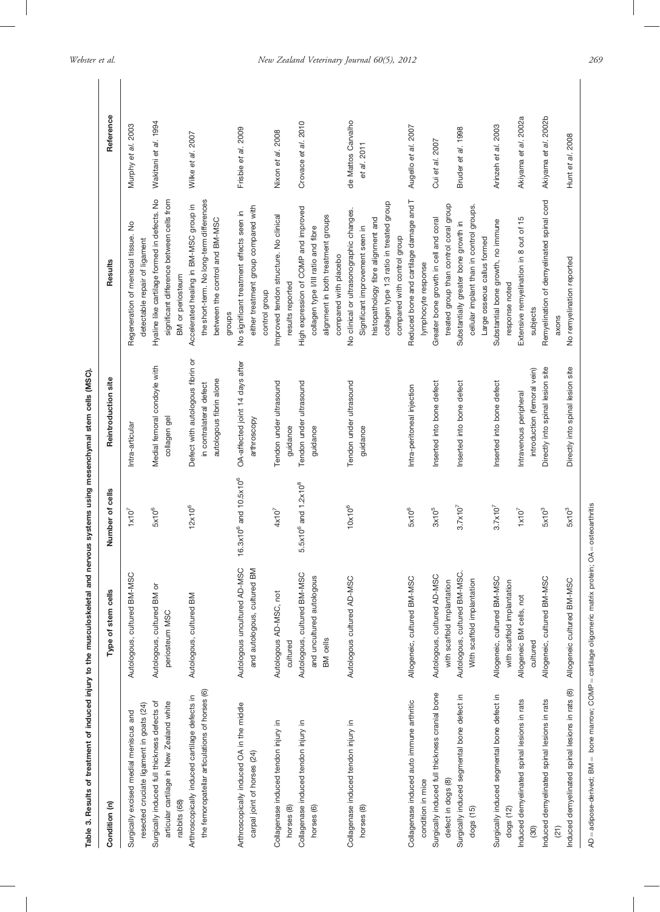**Table 3. Results of treatment of induced injury to the musculoskeletal and nervous systems using mesenchymal stem cells (MSC).**

| Condition (n) | Type of stem cells | Number of cells | Reintroduction site | Results | Reference |
|---|---|---|---|---|---|
| Surgically excised medial meniscus and resected cruciate ligament in goats (24) | Autologous, cultured BM-MSC | $1x10^7$ | Intra-articular | Regeneration of meniscal tissue. No detectable repair of ligament | Murphy *et al.* 2003 |
| Surgically induced full thickness defects of articular cartilage in New Zealand white rabbits (68) | Autologous, cultured BM or periosteum MSC | $5x10^6$ | Medial femoral condoyle with collagen gel | Hyaline like cartilage formed in defects. No significant difference between cells from BM or periosteum | Wakitani *et al.* 1994 |
| Arthroscopically induced cartilage defects in the femoropatellar articulations of horses (6) | Autologous, cultured BM | $12x10^6$ | Defect with autologous fibrin or in contralateral defect autologous fibrin alone | Accelerated healing in BM-MSC group in the short-term. No long-term differences between the control and BM-MSC groups | Wilke *et al.* 2007 |
| Arthroscopically induced OA in the middle carpal joint of horses (24) | Autologous uncultured AD-MSC and autologous, cultured BM | $16.3x10^6$ and $10.5x10^6$ | OA-affected joint 14 days after arthroscopy | No significant treatment effects seen in either treatment group compared with control group | Frisbie *et al.* 2009 |
| Collagenase induced tendon injury in horses (8) | Autologous AD-MSC, not cultured | $4x10^7$ | Tendon under ultrasound guidance | Improved tendon structure. No clinical results reported | Nixon *et al.* 2008 |
| Collagenase induced tendon injury in horses (6) | Autologous, cultured BM-MSC and uncultured autologous BM cells | $5.5x10^6$ and $1.2x10^8$ | Tendon under ultrasound guidance | High expression of COMP and improved collagen type I/III ratio and fibre alignment in both treatment groups compared with placebo | Crovace *et al.* 2010 |
| Collagenase induced tendon injury in horses (8) | Autologous cultured AD-MSC | $10x10^6$ | Tendon under ultrasound guidance | No clinical or ultrasonographic changes. Significant improvement seen in histopathology fibre alignment and collagen type 1:3 ratio in treated group compared with control group | de Mattos Carvalho *et al.* 2011 |
| Collagenase induced auto immune arthritic condition in mice | Allogeneic, cultured BM-MSC | $5x10^6$ | Intra-peritoneal injection | Reduced bone and cartilage damage and T lymphocyte response | Augello *et al.* 2007 |
| Surgically induced full thickness cranial bone defect in dogs (8) | Autologous, cultured AD-MSC with scaffold implantation | $3x10^5$ | Inserted into bone defect | Greater bone growth in cell and coral treated group than control coral group | Cui *et al.* 2007 |
| Surgically induced segmental bone defect in dogs (15) | Autologous, cultured BM-MSC. With scaffold implantation | $3.7x10^7$ | Inserted into bone defect | Substantially greater bone growth in cellular implant than in control groups. Large osseous callus formed | Bruder *et al.* 1998 |
| Surgically induced segmental bone defect in dogs (12) | Allogeneic, cultured BM-MSC with scaffold implantation | $3.7x10^7$ | Inserted into bone defect | Substantial bone growth, no immune response noted | Arinzeh *et al.* 2003 |
| Induced demyelinated spinal lesions in rats (30) | Allogeneic BM cells, not cultured | $1x10^7$ | Intravenous peripheral introduction (femoral vein) | Extensive remyelination in 8 out of 15 subjects | Akiyama *et al.* 2002a |
| Induced demyelinated spinal lesions in rats (21) | Allogeneic, cultured BM-MSC | $5x10^3$ | Directly into spinal lesion site | Remyelination of demyelinated spinal cord axons | Akiyama *et al.* 2002b |
| Induced demyelinated spinal lesions in rats (8) | Allogeneic cultured BM-MSC | $5x10^3$ | Directly into spinal lesion site | No remyelination reported | Hunt *et al.* 2008 |

AD = adipose-derived; BM = bone marrow; COMP = cartilage oligomeric matrix protein; OA = osteoarthritis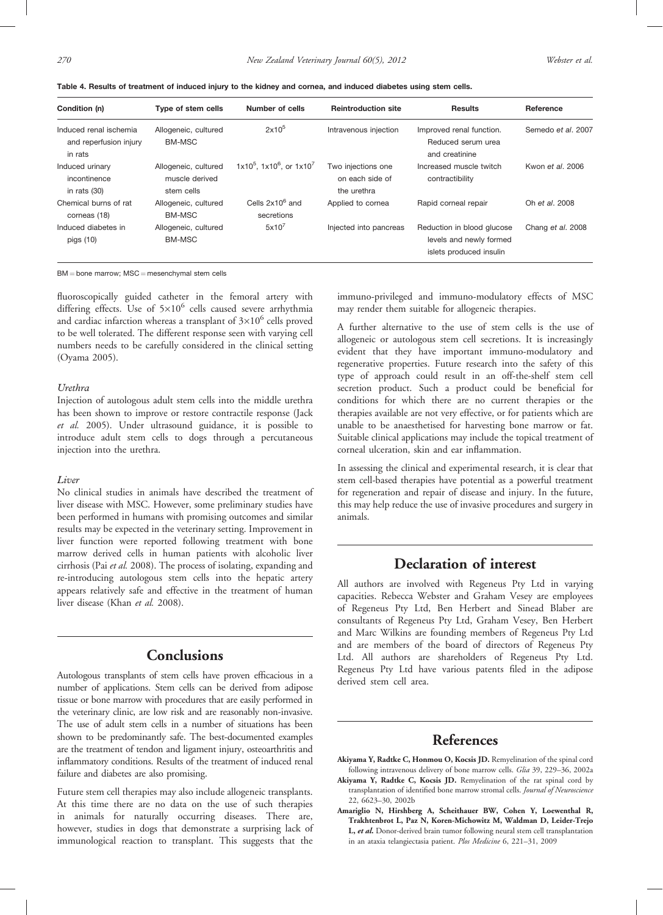**Table 4. Results of treatment of induced injury to the kidney and cornea, and induced diabetes using stem cells.**

| Condition (n) | Type of stem cells | Number of cells | Reintroduction site | Results | Reference |
|---|---|---|---|---|---|
| Induced renal ischemia and reperfusion injury in rats | Allogeneic, cultured BM-MSC | $2x10^5$ | Intravenous injection | Improved renal function. Reduced serum urea and creatinine | Semedo *et al.* 2007 |
| Induced urinary incontinence in rats (30) | Allogeneic, cultured muscle derived stem cells | $1x10^5$, $1x10^6$, or $1x10^7$ | Two injections one on each side of the urethra | Increased muscle twitch contractibility | Kwon *et al.* 2006 |
| Chemical burns of rat corneas (18) | Allogeneic, cultured BM-MSC | Cells $2x10^6$ and secretions | Applied to cornea | Rapid corneal repair | Oh *et al.* 2008 |
| Induced diabetes in pigs (10) | Allogeneic, cultured BM-MSC | $5x10^7$ | Injected into pancreas | Reduction in blood glucose levels and newly formed islets produced insulin | Chang *et al.* 2008 |

BM = bone marrow; MSC = mesenchymal stem cells

fluoroscopically guided catheter in the femoral artery with differing effects. Use of $5\times10^6$ cells caused severe arrhythmia and cardiac infarction whereas a transplant of $3\times10^6$ cells proved to be well tolerated. The different response seen with varying cell numbers needs to be carefully considered in the clinical setting (Oyama 2005).

### *Urethra*

Injection of autologous adult stem cells into the middle urethra has been shown to improve or restore contractile response (Jack *et al.* 2005). Under ultrasound guidance, it is possible to introduce adult stem cells to dogs through a percutaneous injection into the urethra.

### *Liver*

No clinical studies in animals have described the treatment of liver disease with MSC. However, some preliminary studies have been performed in humans with promising outcomes and similar results may be expected in the veterinary setting. Improvement in liver function were reported following treatment with bone marrow derived cells in human patients with alcoholic liver cirrhosis (Pai *et al.* 2008). The process of isolating, expanding and re-introducing autologous stem cells into the hepatic artery appears relatively safe and effective in the treatment of human liver disease (Khan *et al.* 2008).

## Conclusions

Autologous transplants of stem cells have proven efficacious in a number of applications. Stem cells can be derived from adipose tissue or bone marrow with procedures that are easily performed in the veterinary clinic, are low risk and are reasonably non-invasive. The use of adult stem cells in a number of situations has been shown to be predominantly safe. The best-documented examples are the treatment of tendon and ligament injury, osteoarthritis and inflammatory conditions. Results of the treatment of induced renal failure and diabetes are also promising.

Future stem cell therapies may also include allogeneic transplants. At this time there are no data on the use of such therapies in animals for naturally occurring diseases. There are, however, studies in dogs that demonstrate a surprising lack of immunological reaction to transplant. This suggests that the immuno-privileged and immuno-modulatory effects of MSC may render them suitable for allogeneic therapies.

A further alternative to the use of stem cells is the use of allogeneic or autologous stem cell secretions. It is increasingly evident that they have important immuno-modulatory and regenerative properties. Future research into the safety of this type of approach could result in an off-the-shelf stem cell secretion product. Such a product could be beneficial for conditions for which there are no current therapies or the therapies available are not very effective, or for patients which are unable to be anaesthetised for harvesting bone marrow or fat. Suitable clinical applications may include the topical treatment of corneal ulceration, skin and ear inflammation.

In assessing the clinical and experimental research, it is clear that stem cell-based therapies have potential as a powerful treatment for regeneration and repair of disease and injury. In the future, this may help reduce the use of invasive procedures and surgery in animals.

## Declaration of interest

All authors are involved with Regeneus Pty Ltd in varying capacities. Rebecca Webster and Graham Vesey are employees of Regeneus Pty Ltd, Ben Herbert and Sinead Blaber are consultants of Regeneus Pty Ltd, Graham Vesey, Ben Herbert and Marc Wilkins are founding members of Regeneus Pty Ltd and are members of the board of directors of Regeneus Pty Ltd. All authors are shareholders of Regeneus Pty Ltd. Regeneus Pty Ltd have various patents filed in the adipose derived stem cell area.

## References

**Akiyama Y, Radtke C, Honmou O, Kocsis JD.** Remyelination of the spinal cord following intravenous delivery of bone marrow cells. *Glia* 39, 229–36, 2002a

**Akiyama Y, Radtke C, Kocsis JD.** Remyelination of the rat spinal cord by transplantation of identified bone marrow stromal cells. *Journal of Neuroscience* 22, 6623–30, 2002b

**Amariglio N, Hirshberg A, Scheithauer BW, Cohen Y, Loewenthal R, Trakhtenbrot L, Paz N, Koren-Michowitz M, Waldman D, Leider-Trejo L, *et al.*** Donor-derived brain tumor following neural stem cell transplantation in an ataxia telangiectasia patient. *Plos Medicine* 6, 221–31, 2009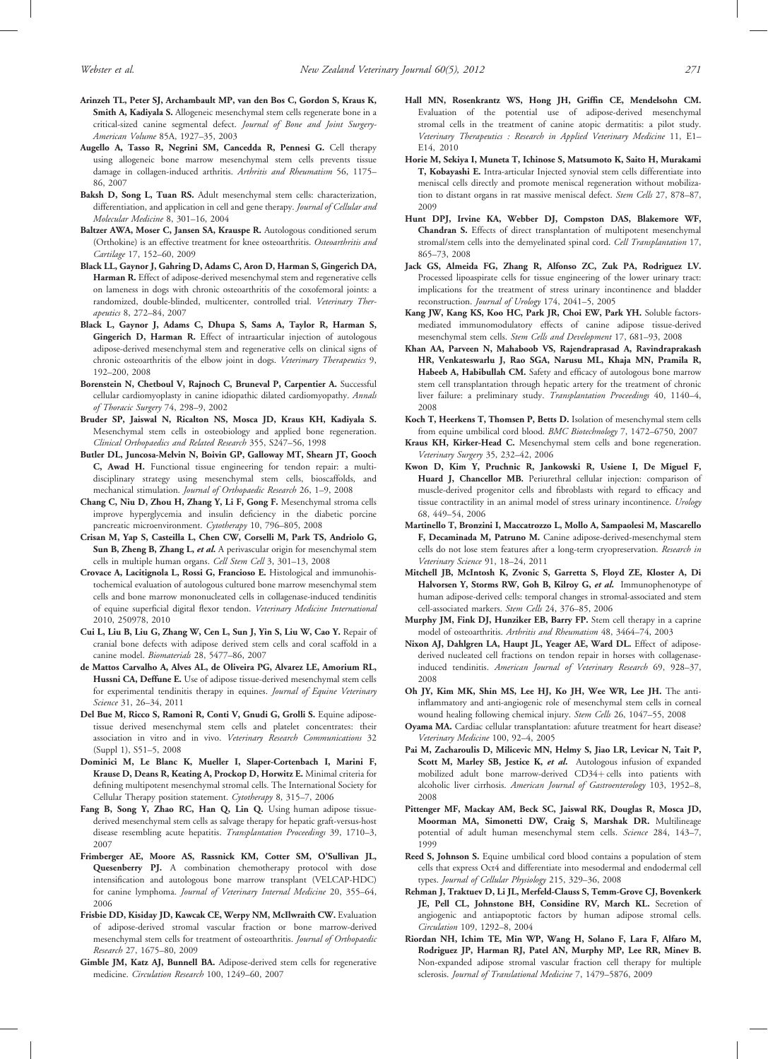**Arinzeh TL, Peter SJ, Archambault MP, van den Bos C, Gordon S, Kraus K, Smith A, Kadiyala S.** Allogeneic mesenchymal stem cells regenerate bone in a critical-sized canine segmental defect. *Journal of Bone and Joint Surgery-American Volume* 85A, 1927–35, 2003

**Augello A, Tasso R, Negrini SM, Cancedda R, Pennesi G.** Cell therapy using allogeneic bone marrow mesenchymal stem cells prevents tissue damage in collagen-induced arthritis. *Arthritis and Rheumatism* 56, 1175–86, 2007

**Baksh D, Song L, Tuan RS.** Adult mesenchymal stem cells: characterization, differentiation, and application in cell and gene therapy. *Journal of Cellular and Molecular Medicine* 8, 301–16, 2004

**Baltzer AWA, Moser C, Jansen SA, Krauspe R.** Autologous conditioned serum (Orthokine) is an effective treatment for knee osteoarthritis. *Osteoarthritis and Cartilage* 17, 152–60, 2009

**Black LL, Gaynor J, Gahring D, Adams C, Aron D, Harman S, Gingerich DA, Harman R.** Effect of adipose-derived mesenchymal stem and regenerative cells on lameness in dogs with chronic osteoarthritis of the coxofemoral joints: a randomized, double-blinded, multicenter, controlled trial. *Veterinary Therapeutics* 8, 272–84, 2007

**Black L, Gaynor J, Adams C, Dhupa S, Sams A, Taylor R, Harman S, Gingerich D, Harman R.** Effect of intraarticular injection of autologous adipose-derived mesenchymal stem and regenerative cells on clinical signs of chronic osteoarthritis of the elbow joint in dogs. *Veterinary Therapeutics* 9, 192–200, 2008

**Borenstein N, Chetboul V, Rajnoch C, Bruneval P, Carpentier A.** Successful cellular cardiomyoplasty in canine idiopathic dilated cardiomyopathy. *Annals of Thoracic Surgery* 74, 298–9, 2002

**Bruder SP, Jaiswal N, Ricalton NS, Mosca JD, Kraus KH, Kadiyala S.** Mesenchymal stem cells in osteobiology and applied bone regeneration. *Clinical Orthopaedics and Related Research* 355, S247–56, 1998

**Butler DL, Juncosa-Melvin N, Boivin GP, Galloway MT, Shearn JT, Gooch C, Awad H.** Functional tissue engineering for tendon repair: a multidisciplinary strategy using mesenchymal stem cells, bioscaffolds, and mechanical stimulation. *Journal of Orthopaedic Research* 26, 1–9, 2008

**Chang C, Niu D, Zhou H, Zhang Y, Li F, Gong F.** Mesenchymal stroma cells improve hyperglycemia and insulin deficiency in the diabetic porcine pancreatic microenvironment. *Cytotherapy* 10, 796–805, 2008

**Crisan M, Yap S, Casteilla L, Chen CW, Corselli M, Park TS, Andriolo G, Sun B, Zheng B, Zhang L, *et al.*** A perivascular origin for mesenchymal stem cells in multiple human organs. *Cell Stem Cell* 3, 301–13, 2008

**Crovace A, Lacitignola L, Rossi G, Francioso E.** Histological and immunohistochemical evaluation of autologous cultured bone marrow mesenchymal stem cells and bone marrow mononucleated cells in collagenase-induced tendinitis of equine superficial digital flexor tendon. *Veterinary Medicine International* 2010, 250978, 2010

**Cui L, Liu B, Liu G, Zhang W, Cen L, Sun J, Yin S, Liu W, Cao Y.** Repair of cranial bone defects with adipose derived stem cells and coral scaffold in a canine model. *Biomaterials* 28, 5477–86, 2007

**de Mattos Carvalho A, Alves AL, de Oliveira PG, Alvarez LE, Amorium RL, Hussni CA, Deffune E.** Use of adipose tissue-derived mesenchymal stem cells for experimental tendinitis therapy in equines. *Journal of Equine Veterinary Science* 31, 26–34, 2011

**Del Bue M, Ricco S, Ramoni R, Conti V, Gnudi G, Grolli S.** Equine adipose-tissue derived mesenchymal stem cells and platelet concentrates: their association in vitro and in vivo. *Veterinary Research Communications* 32 (Suppl 1), S51–5, 2008

**Dominici M, Le Blanc K, Mueller I, Slaper-Cortenbach I, Marini F, Krause D, Deans R, Keating A, Prockop D, Horwitz E.** Minimal criteria for defining multipotent mesenchymal stromal cells. The International Society for Cellular Therapy position statement. *Cytotherapy* 8, 315–7, 2006

**Fang B, Song Y, Zhao RC, Han Q, Lin Q.** Using human adipose tissue-derived mesenchymal stem cells as salvage therapy for hepatic graft-versus-host disease resembling acute hepatitis. *Transplantation Proceedings* 39, 1710–3, 2007

**Frimberger AE, Moore AS, Rassnick KM, Cotter SM, O'Sullivan JL, Quesenberry PJ.** A combination chemotherapy protocol with dose intensification and autologous bone marrow transplant (VELCAP-HDC) for canine lymphoma. *Journal of Veterinary Internal Medicine* 20, 355–64, 2006

**Frisbie DD, Kisiday JD, Kawcak CE, Werpy NM, McIlwraith CW.** Evaluation of adipose-derived stromal vascular fraction or bone marrow-derived mesenchymal stem cells for treatment of osteoarthritis. *Journal of Orthopaedic Research* 27, 1675–80, 2009

**Gimble JM, Katz AJ, Bunnell BA.** Adipose-derived stem cells for regenerative medicine. *Circulation Research* 100, 1249–60, 2007

**Hall MN, Rosenkrantz WS, Hong JH, Griffin CE, Mendelsohn CM.** Evaluation of the potential use of adipose-derived mesenchymal stromal cells in the treatment of canine atopic dermatitis: a pilot study. *Veterinary Therapeutics : Research in Applied Veterinary Medicine* 11, E1–E14, 2010

**Horie M, Sekiya I, Muneta T, Ichinose S, Matsumoto K, Saito H, Murakami T, Kobayashi E.** Intra-articular Injected synovial stem cells differentiate into meniscal cells directly and promote meniscal regeneration without mobilization to distant organs in rat massive meniscal defect. *Stem Cells* 27, 878–87, 2009

**Hunt DPJ, Irvine KA, Webber DJ, Compston DAS, Blakemore WF, Chandran S.** Effects of direct transplantation of multipotent mesenchymal stromal/stem cells into the demyelinated spinal cord. *Cell Transplantation* 17, 865–73, 2008

**Jack GS, Almeida FG, Zhang R, Alfonso ZC, Zuk PA, Rodriguez LV.** Processed lipoaspirate cells for tissue engineering of the lower urinary tract: implications for the treatment of stress urinary incontinence and bladder reconstruction. *Journal of Urology* 174, 2041–5, 2005

**Kang JW, Kang KS, Koo HC, Park JR, Choi EW, Park YH.** Soluble factors-mediated immunomodulatory effects of canine adipose tissue-derived mesenchymal stem cells. *Stem Cells and Development* 17, 681–93, 2008

**Khan AA, Parveen N, Mahaboob VS, Rajendraprasad A, Ravindraprakash HR, Venkateswarlu J, Rao SGA, Narusu ML, Khaja MN, Pramila R, Habeeb A, Habibullah CM.** Safety and efficacy of autologous bone marrow stem cell transplantation through hepatic artery for the treatment of chronic liver failure: a preliminary study. *Transplantation Proceedings* 40, 1140–4, 2008

**Koch T, Heerkens T, Thomsen P, Betts D.** Isolation of mesenchymal stem cells from equine umbilical cord blood. *BMC Biotechnology* 7, 1472–6750, 2007

**Kraus KH, Kirker-Head C.** Mesenchymal stem cells and bone regeneration. *Veterinary Surgery* 35, 232–42, 2006

**Kwon D, Kim Y, Pruchnic R, Jankowski R, Usiene I, De Miguel F, Huard J, Chancellor MB.** Periurethral cellular injection: comparison of muscle-derived progenitor cells and fibroblasts with regard to efficacy and tissue contractility in an animal model of stress urinary incontinence. *Urology* 68, 449–54, 2006

**Martinello T, Bronzini I, Maccatrozzo L, Mollo A, Sampaolesi M, Mascarello F, Decaminada M, Patruno M.** Canine adipose-derived-mesenchymal stem cells do not lose stem features after a long-term cryopreservation. *Research in Veterinary Science* 91, 18–24, 2011

**Mitchell JB, McIntosh K, Zvonic S, Garretta S, Floyd ZE, Kloster A, Di Halvorsen Y, Storms RW, Goh B, Kilroy G, *et al.*** Immunophenotype of human adipose-derived cells: temporal changes in stromal-associated and stem cell-associated markers. *Stem Cells* 24, 376–85, 2006

**Murphy JM, Fink DJ, Hunziker EB, Barry FP.** Stem cell therapy in a caprine model of osteoarthritis. *Arthritis and Rheumatism* 48, 3464–74, 2003

**Nixon AJ, Dahlgren LA, Haupt JL, Yeager AE, Ward DL.** Effect of adipose-derived nucleated cell fractions on tendon repair in horses with collagenase-induced tendinitis. *American Journal of Veterinary Research* 69, 928–37, 2008

**Oh JY, Kim MK, Shin MS, Lee HJ, Ko JH, Wee WR, Lee JH.** The anti-inflammatory and anti-angiogenic role of mesenchymal stem cells in corneal wound healing following chemical injury. *Stem Cells* 26, 1047–55, 2008

**Oyama MA.** Cardiac cellular transplantation: afuture treatment for heart disease? *Veterinary Medicine* 100, 92–4, 2005

**Pai M, Zacharoulis D, Milicevic MN, Helmy S, Jiao LR, Levicar N, Tait P, Scott M, Marley SB, Jestice K, *et al.*** Autologous infusion of expanded mobilized adult bone marrow-derived CD34+ cells into patients with alcoholic liver cirrhosis. *American Journal of Gastroenterology* 103, 1952–8, 2008

**Pittenger MF, Mackay AM, Beck SC, Jaiswal RK, Douglas R, Mosca JD, Moorman MA, Simonetti DW, Craig S, Marshak DR.** Multilineage potential of adult human mesenchymal stem cells. *Science* 284, 143–7, 1999

**Reed S, Johnson S.** Equine umbilical cord blood contains a population of stem cells that express Oct4 and differentiate into mesodermal and endodermal cell types. *Journal of Cellular Physiology* 215, 329–36, 2008

**Rehman J, Traktuev D, Li JL, Merfeld-Clauss S, Temm-Grove CJ, Bovenkerk JE, Pell CL, Johnstone BH, Considine RV, March KL.** Secretion of angiogenic and antiapoptotic factors by human adipose stromal cells. *Circulation* 109, 1292–8, 2004

**Riordan NH, Ichim TE, Min WP, Wang H, Solano F, Lara F, Alfaro M, Rodriguez JP, Harman RJ, Patel AN, Murphy MP, Lee RR, Minev B.** Non-expanded adipose stromal vascular fraction cell therapy for multiple sclerosis. *Journal of Translational Medicine* 7, 1479–5876, 2009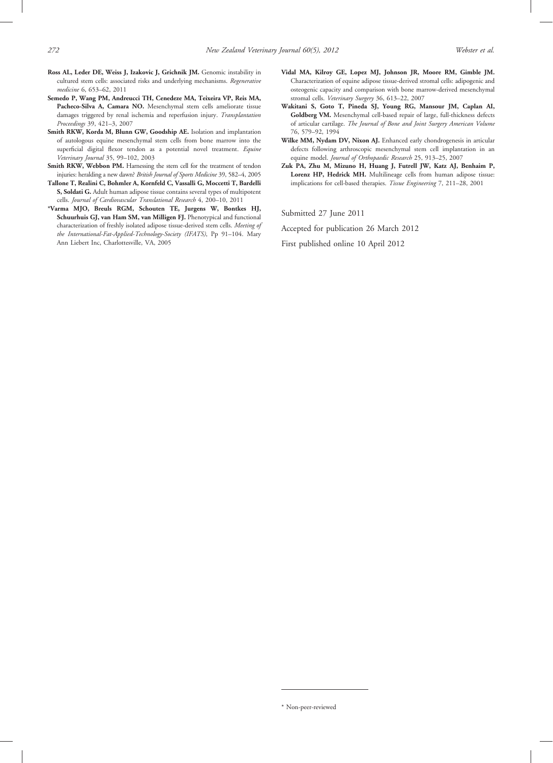**Ross AL, Leder DE, Weiss J, Izakovic J, Grichnik JM.** Genomic instability in cultured stem cells: associated risks and underlying mechanisms. *Regenerative medicine* 6, 653–62, 2011

**Semedo P, Wang PM, Andreucci TH, Cenedeze MA, Teixeira VP, Reis MA, Pacheco-Silva A, Camara NO.** Mesenchymal stem cells ameliorate tissue damages triggered by renal ischemia and reperfusion injury. *Transplantation Proceedings* 39, 421–3, 2007

**Smith RKW, Korda M, Blunn GW, Goodship AE.** Isolation and implantation of autologous equine mesenchymal stem cells from bone marrow into the superficial digital flexor tendon as a potential novel treatment. *Equine Veterinary Journal* 35, 99–102, 2003

**Smith RKW, Webbon PM.** Harnessing the stem cell for the treatment of tendon injuries: heralding a new dawn? *British Journal of Sports Medicine* 39, 582–4, 2005

**Tallone T, Realini C, Bohmler A, Kornfeld C, Vassalli G, Moccetti T, Bardelli S, Soldati G.** Adult human adipose tissue contains several types of multipotent cells. *Journal of Cardiovascular Translational Research* 4, 200–10, 2011

***Varma MJO, Breuls RGM, Schouten TE, Jurgens W, Bontkes HJ, Schuurhuis GJ, van Ham SM, van Milligen FJ.** Phenotypical and functional characterization of freshly isolated adipose tissue-derived stem cells. *Meeting of the International-Fat-Applied-Technology-Society (IFATS)*, Pp 91–104. Mary Ann Liebert Inc, Charlottesville, VA, 2005

**Vidal MA, Kilroy GE, Lopez MJ, Johnson JR, Moore RM, Gimble JM.** Characterization of equine adipose tissue-derived stromal cells: adipogenic and osteogenic capacity and comparison with bone marrow-derived mesenchymal stromal cells. *Veterinary Surgery* 36, 613–22, 2007

**Wakitani S, Goto T, Pineda SJ, Young RG, Mansour JM, Caplan AI, Goldberg VM.** Mesenchymal cell-based repair of large, full-thickness defects of articular cartilage. *The Journal of Bone and Joint Surgery American Volume* 76, 579–92, 1994

**Wilke MM, Nydam DV, Nixon AJ.** Enhanced early chondrogenesis in articular defects following arthroscopic mesenchymal stem cell implantation in an equine model. *Journal of Orthopaedic Research* 25, 913–25, 2007

**Zuk PA, Zhu M, Mizuno H, Huang J, Futrell JW, Katz AJ, Benhaim P, Lorenz HP, Hedrick MH.** Multilineage cells from human adipose tissue: implications for cell-based therapies. *Tissue Engineering* 7, 211–28, 2001

Submitted 27 June 2011

Accepted for publication 26 March 2012

First published online 10 April 2012

* Non-peer-reviewed